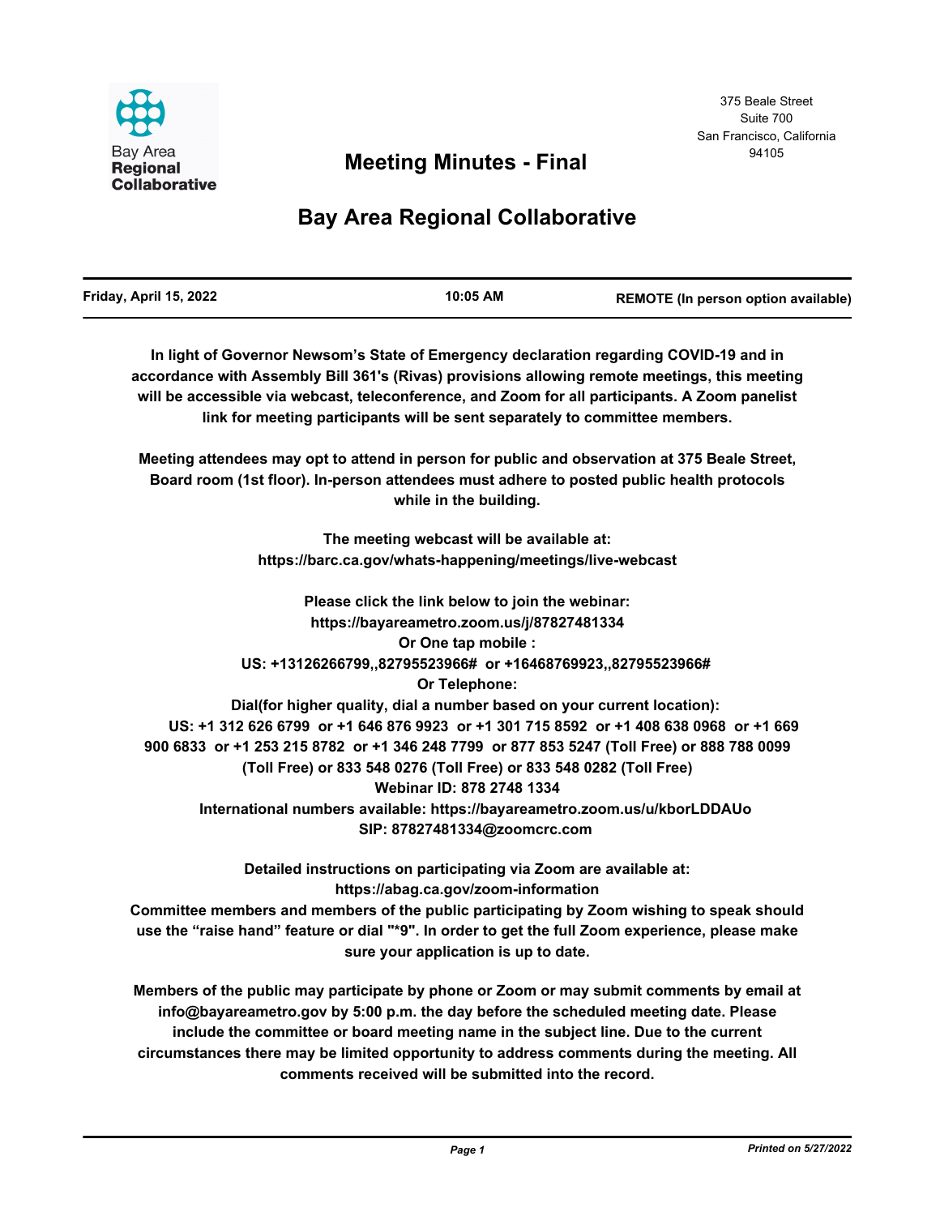Bay Area Regional Collaborative

375 Beale Street
Suite 700
San Francisco, California
94105

# Meeting Minutes - Final

# Bay Area Regional Collaborative

| Friday, April 15, 2022 | 10:05 AM | REMOTE (In person option available) |
| --- | --- | --- |

**In light of Governor Newsom's State of Emergency declaration regarding COVID-19 and in accordance with Assembly Bill 361's (Rivas) provisions allowing remote meetings, this meeting will be accessible via webcast, teleconference, and Zoom for all participants. A Zoom panelist link for meeting participants will be sent separately to committee members.**

**Meeting attendees may opt to attend in person for public and observation at 375 Beale Street, Board room (1st floor). In-person attendees must adhere to posted public health protocols while in the building.**

**The meeting webcast will be available at:**
**https://barc.ca.gov/whats-happening/meetings/live-webcast**

**Please click the link below to join the webinar:**
**https://bayareametro.zoom.us/j/87827481334**
**Or One tap mobile :**
**US: +13126266799,,82795523966# or +16468769923,,82795523966#**
**Or Telephone:**
**Dial(for higher quality, dial a number based on your current location):**
**US: +1 312 626 6799 or +1 646 876 9923 or +1 301 715 8592 or +1 408 638 0968 or +1 669 900 6833 or +1 253 215 8782 or +1 346 248 7799 or 877 853 5247 (Toll Free) or 888 788 0099 (Toll Free) or 833 548 0276 (Toll Free) or 833 548 0282 (Toll Free)**
**Webinar ID: 878 2748 1334**
**International numbers available: https://bayareametro.zoom.us/u/kborLDDAUo**
**SIP: 87827481334@zoomcrc.com**

**Detailed instructions on participating via Zoom are available at:**
**https://abag.ca.gov/zoom-information**
**Committee members and members of the public participating by Zoom wishing to speak should use the "raise hand" feature or dial "*9". In order to get the full Zoom experience, please make sure your application is up to date.**

**Members of the public may participate by phone or Zoom or may submit comments by email at info@bayareametro.gov by 5:00 p.m. the day before the scheduled meeting date. Please include the committee or board meeting name in the subject line. Due to the current circumstances there may be limited opportunity to address comments during the meeting. All comments received will be submitted into the record.**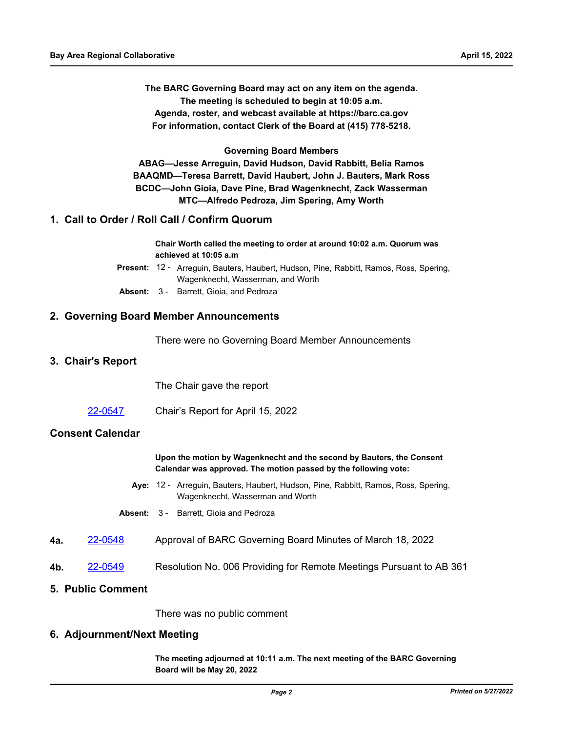**The BARC Governing Board may act on any item on the agenda.**
**The meeting is scheduled to begin at 10:05 a.m.**
**Agenda, roster, and webcast available at https://barc.ca.gov**
**For information, contact Clerk of the Board at (415) 778-5218.**

**Governing Board Members**
**ABAG—Jesse Arreguin, David Hudson, David Rabbitt, Belia Ramos**
**BAAQMD—Teresa Barrett, David Haubert, John J. Bauters, Mark Ross**
**BCDC—John Gioia, Dave Pine, Brad Wagenknecht, Zack Wasserman**
**MTC—Alfredo Pedroza, Jim Spering, Amy Worth**

## 1. Call to Order / Roll Call / Confirm Quorum

**Chair Worth called the meeting to order at around 10:02 a.m. Quorum was achieved at 10:05 a.m**

**Present:** 12 - Arreguin, Bauters, Haubert, Hudson, Pine, Rabbitt, Ramos, Ross, Spering, Wagenknecht, Wasserman, and Worth

**Absent:** 3 - Barrett, Gioia, and Pedroza

## 2. Governing Board Member Announcements

There were no Governing Board Member Announcements

## 3. Chair's Report

The Chair gave the report

[22-0547] Chair's Report for April 15, 2022

## Consent Calendar

**Upon the motion by Wagenknecht and the second by Bauters, the Consent Calendar was approved. The motion passed by the following vote:**

**Aye:** 12 - Arreguin, Bauters, Haubert, Hudson, Pine, Rabbitt, Ramos, Ross, Spering, Wagenknecht, Wasserman and Worth

**Absent:** 3 - Barrett, Gioia and Pedroza

**4a.** [22-0548] Approval of BARC Governing Board Minutes of March 18, 2022

**4b.** [22-0549] Resolution No. 006 Providing for Remote Meetings Pursuant to AB 361

## 5. Public Comment

There was no public comment

## 6. Adjournment/Next Meeting

**The meeting adjourned at 10:11 a.m. The next meeting of the BARC Governing Board will be May 20, 2022**